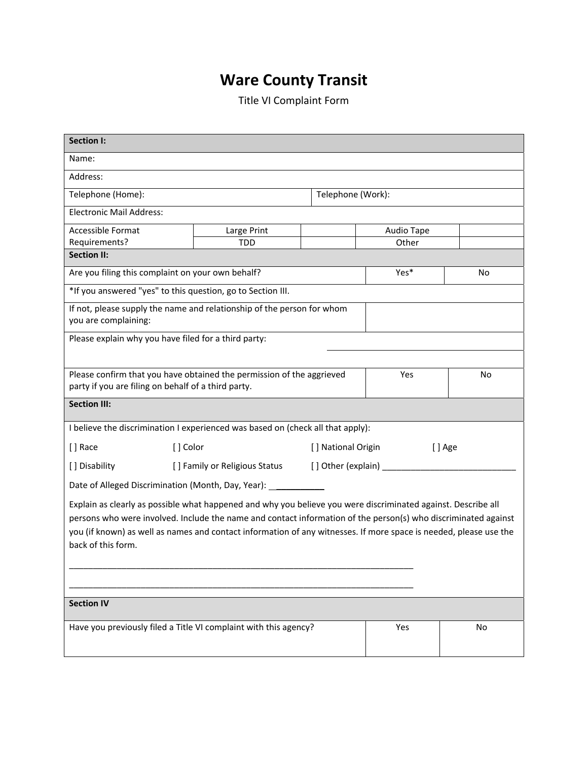# Ware County Transit

Title VI Complaint Form

| **Section I:** | | | | |
|---|---|---|---|---|
| Name: | | | | |
| Address: | | | | |
| Telephone (Home): | | Telephone (Work): | | |
| Electronic Mail Address: | | | | |
| Accessible Format Requirements? | Large Print | | Audio Tape | |
| | TDD | | Other | |

| **Section II:** | | |
|---|---|---|
| Are you filing this complaint on your own behalf? | Yes* | No |
| *If you answered "yes" to this question, go to Section III. | | |
| If not, please supply the name and relationship of the person for whom you are complaining: | | |
| Please explain why you have filed for a third party: | | |
| Please confirm that you have obtained the permission of the aggrieved party if you are filing on behalf of a third party. | Yes | No |

**Section III:**

I believe the discrimination I experienced was based on (check all that apply):

[ ] Race [ ] Color [ ] National Origin [ ] Age

[ ] Disability [ ] Family or Religious Status [ ] Other (explain) ____________________________

Date of Alleged Discrimination (Month, Day, Year): ___________

Explain as clearly as possible what happened and why you believe you were discriminated against. Describe all persons who were involved. Include the name and contact information of the person(s) who discriminated against you (if known) as well as names and contact information of any witnesses. If more space is needed, please use the back of this form.

__________________________________________________________________________

__________________________________________________________________________

| **Section IV** | | |
|---|---|---|
| Have you previously filed a Title VI complaint with this agency? | Yes | No |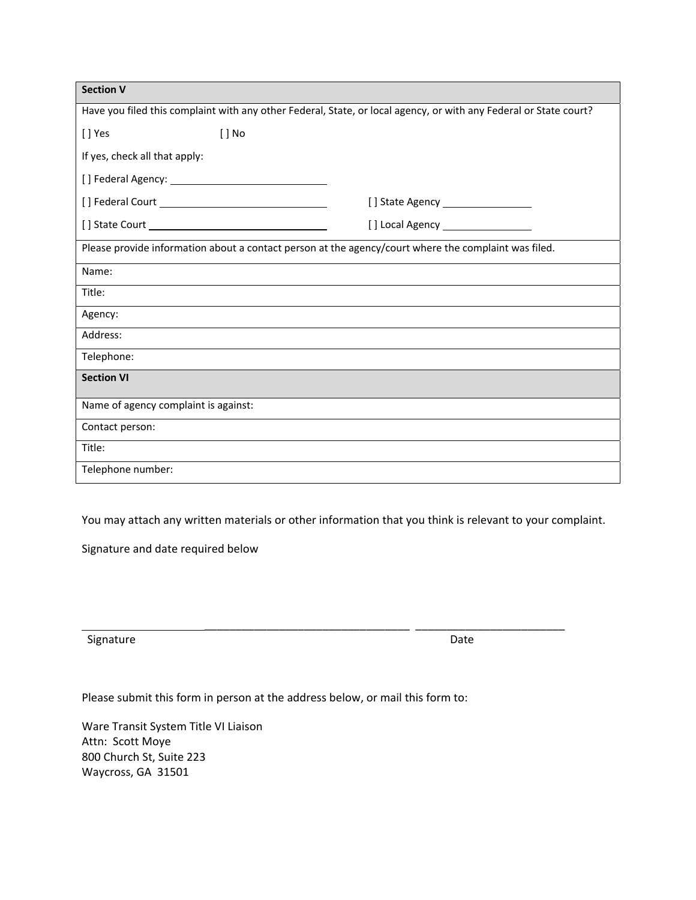| Section V | |
|---|---|
| Have you filed this complaint with any other Federal, State, or local agency, or with any Federal or State court? | |
| [ ] Yes &nbsp;&nbsp;&nbsp;&nbsp; [ ] No | |
| If yes, check all that apply: | |
| [ ] Federal Agency: ___________________________ | |
| [ ] Federal Court ______________________________ | [ ] State Agency ________________ |
| [ ] State Court ________________________________ | [ ] Local Agency ________________ |
| Please provide information about a contact person at the agency/court where the complaint was filed. | |
| Name: | |
| Title: | |
| Agency: | |
| Address: | |
| Telephone: | |

| Section VI |
|---|
| Name of agency complaint is against: |
| Contact person: |
| Title: |
| Telephone number: |

You may attach any written materials or other information that you think is relevant to your complaint.

Signature and date required below

_______________________________________________________ ________________________

Signature &nbsp;&nbsp;&nbsp;&nbsp;&nbsp;&nbsp;&nbsp;&nbsp;&nbsp;&nbsp;&nbsp;&nbsp;&nbsp;&nbsp;&nbsp;&nbsp;&nbsp;&nbsp;&nbsp;&nbsp;&nbsp;&nbsp;&nbsp;&nbsp;&nbsp;&nbsp;&nbsp;&nbsp;&nbsp;&nbsp;&nbsp;&nbsp;&nbsp;&nbsp;&nbsp;&nbsp;&nbsp;&nbsp;&nbsp;&nbsp; Date

Please submit this form in person at the address below, or mail this form to:

Ware Transit System Title VI Liaison
Attn: Scott Moye
800 Church St, Suite 223
Waycross, GA 31501